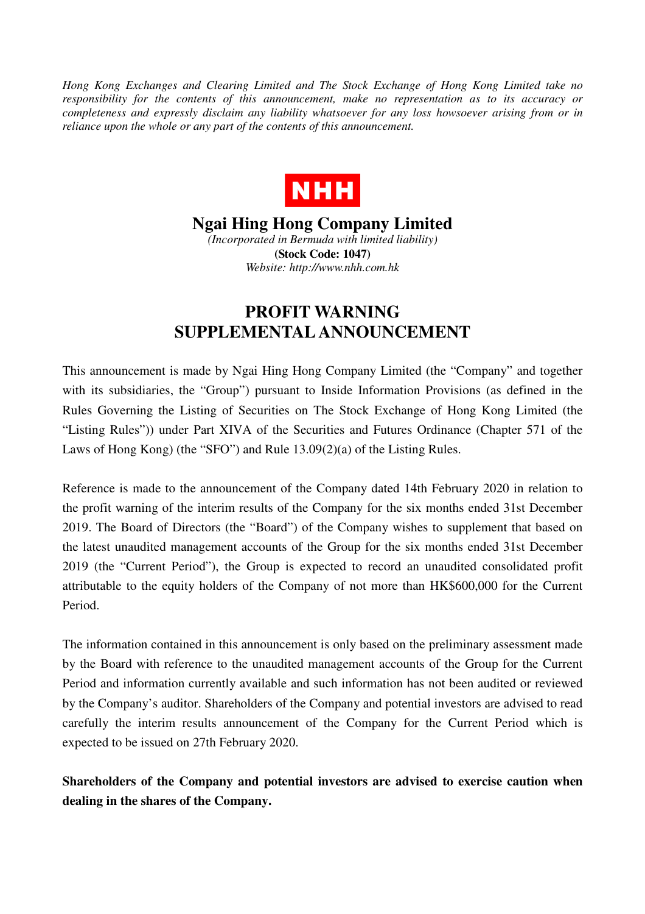*Hong Kong Exchanges and Clearing Limited and The Stock Exchange of Hong Kong Limited take no responsibility for the contents of this announcement, make no representation as to its accuracy or completeness and expressly disclaim any liability whatsoever for any loss howsoever arising from or in reliance upon the whole or any part of the contents of this announcement.*

NHH

# Ngai Hing Hong Company Limited

*(Incorporated in Bermuda with limited liability)*

**(Stock Code: 1047)**

*Website: http://www.nhh.com.hk*

# PROFIT WARNING SUPPLEMENTAL ANNOUNCEMENT

This announcement is made by Ngai Hing Hong Company Limited (the "Company" and together with its subsidiaries, the "Group") pursuant to Inside Information Provisions (as defined in the Rules Governing the Listing of Securities on The Stock Exchange of Hong Kong Limited (the "Listing Rules")) under Part XIVA of the Securities and Futures Ordinance (Chapter 571 of the Laws of Hong Kong) (the "SFO") and Rule 13.09(2)(a) of the Listing Rules.

Reference is made to the announcement of the Company dated 14th February 2020 in relation to the profit warning of the interim results of the Company for the six months ended 31st December 2019. The Board of Directors (the "Board") of the Company wishes to supplement that based on the latest unaudited management accounts of the Group for the six months ended 31st December 2019 (the "Current Period"), the Group is expected to record an unaudited consolidated profit attributable to the equity holders of the Company of not more than HK$600,000 for the Current Period.

The information contained in this announcement is only based on the preliminary assessment made by the Board with reference to the unaudited management accounts of the Group for the Current Period and information currently available and such information has not been audited or reviewed by the Company's auditor. Shareholders of the Company and potential investors are advised to read carefully the interim results announcement of the Company for the Current Period which is expected to be issued on 27th February 2020.

**Shareholders of the Company and potential investors are advised to exercise caution when dealing in the shares of the Company.**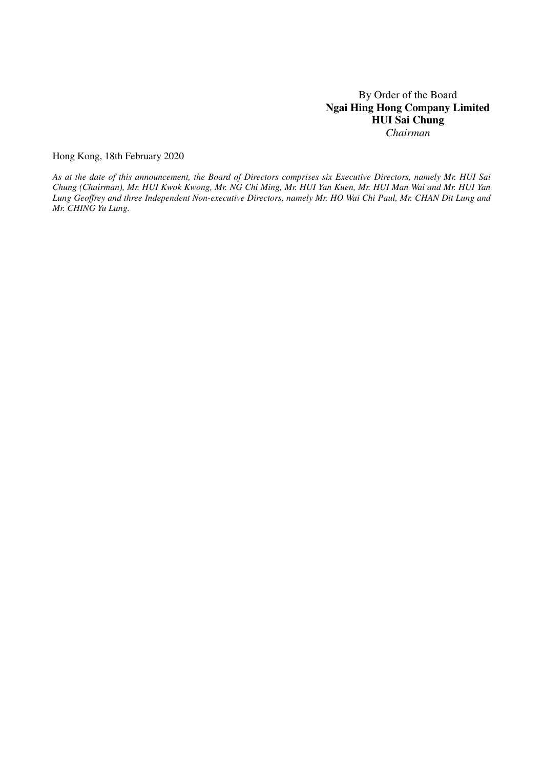By Order of the Board
**Ngai Hing Hong Company Limited**
**HUI Sai Chung**
*Chairman*

Hong Kong, 18th February 2020

*As at the date of this announcement, the Board of Directors comprises six Executive Directors, namely Mr. HUI Sai Chung (Chairman), Mr. HUI Kwok Kwong, Mr. NG Chi Ming, Mr. HUI Yan Kuen, Mr. HUI Man Wai and Mr. HUI Yan Lung Geoffrey and three Independent Non-executive Directors, namely Mr. HO Wai Chi Paul, Mr. CHAN Dit Lung and Mr. CHING Yu Lung.*